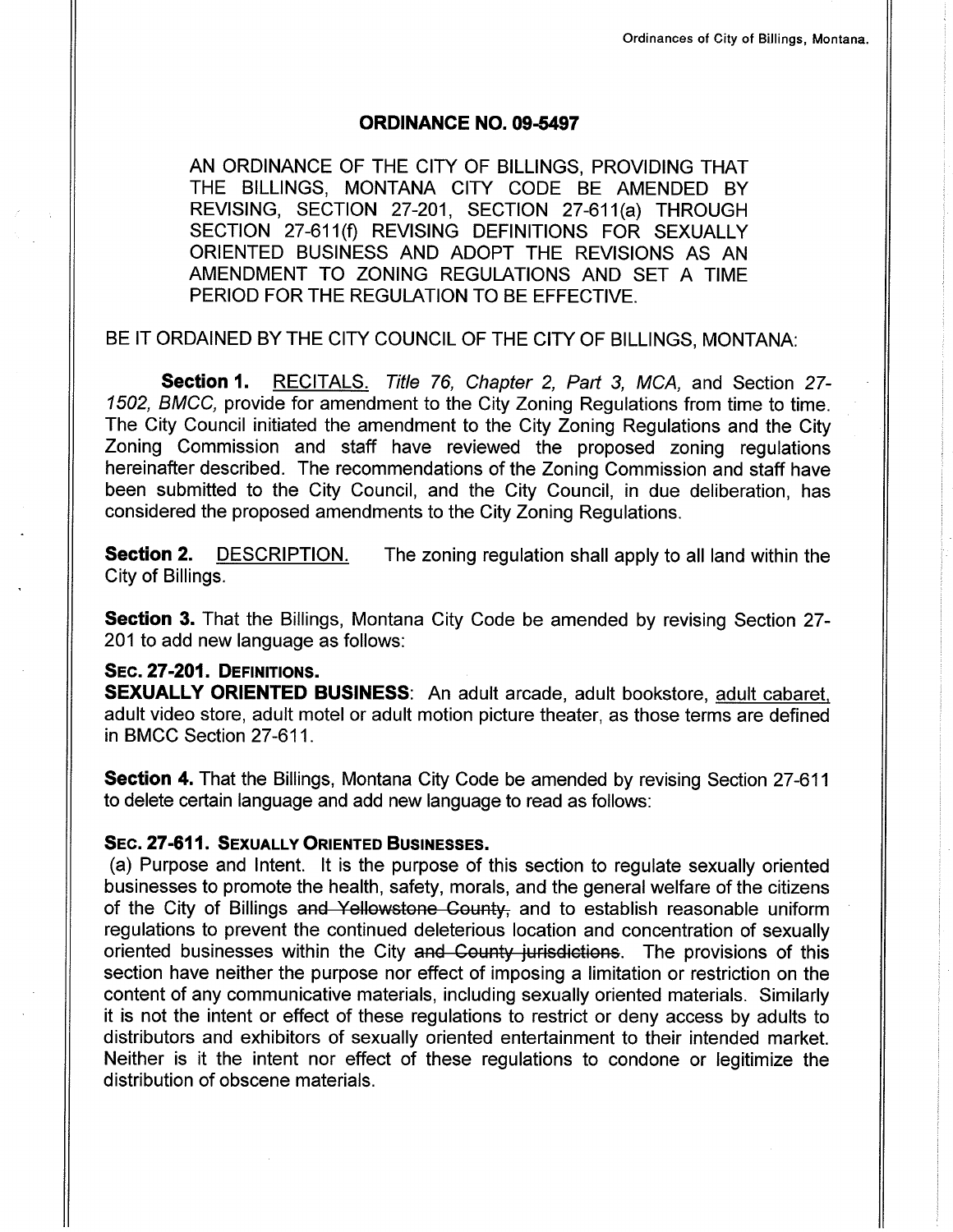# ORDINANCE NO. 09-5497

AN ORDINANCE OF THE CITY OF BILLINGS, PROVIDING THAT THE BILLINGS, MONTANA CITY CODE BE AMENDED BY REVISING, SECTION 27-201, SECTION 27-611(a) THROUGH SECTION 27-611(f) REVISING DEFINITIONS FOR SEXUALLY ORIENTED BUSINESS AND ADOPT THE REVISIONS AS AN AMENDMENT TO ZONING REGULATIONS AND SET A TIME PERIOD FOR THE REGULATION TO BE EFFECTIVE.

BE IT ORDAINED BY THE CITY COUNCIL OF THE CITY OF BILLINGS, MONTANA:

**Section 1.** <u>RECITALS.</u> *Title 76, Chapter 2, Part 3, MCA,* and Section *27-1502, BMCC,* provide for amendment to the City Zoning Regulations from time to time. The City Council initiated the amendment to the City Zoning Regulations and the City Zoning Commission and staff have reviewed the proposed zoning regulations hereinafter described. The recommendations of the Zoning Commission and staff have been submitted to the City Council, and the City Council, in due deliberation, has considered the proposed amendments to the City Zoning Regulations.

**Section 2.** <u>DESCRIPTION.</u> The zoning regulation shall apply to all land within the City of Billings.

**Section 3.** That the Billings, Montana City Code be amended by revising Section 27-201 to add new language as follows:

**SEC. 27-201. DEFINITIONS.**

**SEXUALLY ORIENTED BUSINESS**: An adult arcade, adult bookstore, <u>adult cabaret,</u> adult video store, adult motel or adult motion picture theater, as those terms are defined in BMCC Section 27-611.

**Section 4.** That the Billings, Montana City Code be amended by revising Section 27-611 to delete certain language and add new language to read as follows:

**SEC. 27-611. SEXUALLY ORIENTED BUSINESSES.**

(a) Purpose and Intent. It is the purpose of this section to regulate sexually oriented businesses to promote the health, safety, morals, and the general welfare of the citizens of the City of Billings ~~and Yellowstone County,~~ and to establish reasonable uniform regulations to prevent the continued deleterious location and concentration of sexually oriented businesses within the City ~~and County jurisdictions~~. The provisions of this section have neither the purpose nor effect of imposing a limitation or restriction on the content of any communicative materials, including sexually oriented materials. Similarly it is not the intent or effect of these regulations to restrict or deny access by adults to distributors and exhibitors of sexually oriented entertainment to their intended market. Neither is it the intent nor effect of these regulations to condone or legitimize the distribution of obscene materials.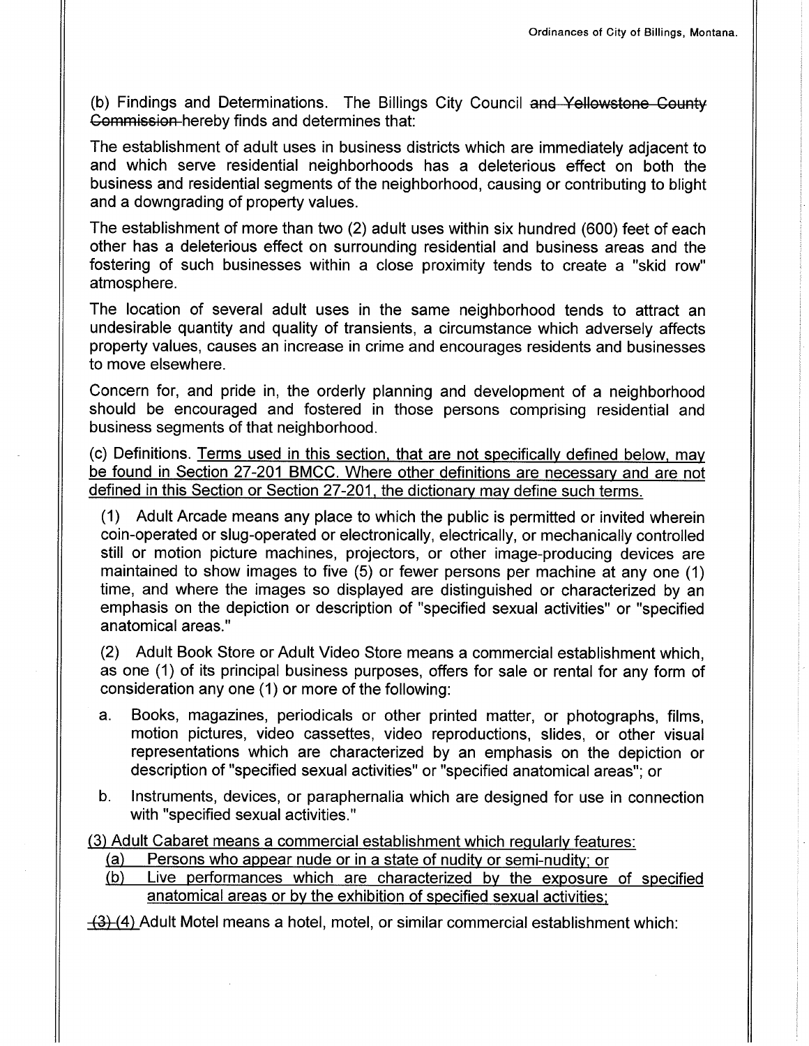(b) Findings and Determinations. The Billings City Council ~~and Yellowstone County Commission~~ hereby finds and determines that:

The establishment of adult uses in business districts which are immediately adjacent to and which serve residential neighborhoods has a deleterious effect on both the business and residential segments of the neighborhood, causing or contributing to blight and a downgrading of property values.

The establishment of more than two (2) adult uses within six hundred (600) feet of each other has a deleterious effect on surrounding residential and business areas and the fostering of such businesses within a close proximity tends to create a "skid row" atmosphere.

The location of several adult uses in the same neighborhood tends to attract an undesirable quantity and quality of transients, a circumstance which adversely affects property values, causes an increase in crime and encourages residents and businesses to move elsewhere.

Concern for, and pride in, the orderly planning and development of a neighborhood should be encouraged and fostered in those persons comprising residential and business segments of that neighborhood.

(c) Definitions. <u>Terms used in this section, that are not specifically defined below, may be found in Section 27-201 BMCC. Where other definitions are necessary and are not defined in this Section or Section 27-201, the dictionary may define such terms.</u>

(1) Adult Arcade means any place to which the public is permitted or invited wherein coin-operated or slug-operated or electronically, electrically, or mechanically controlled still or motion picture machines, projectors, or other image-producing devices are maintained to show images to five (5) or fewer persons per machine at any one (1) time, and where the images so displayed are distinguished or characterized by an emphasis on the depiction or description of "specified sexual activities" or "specified anatomical areas."

(2) Adult Book Store or Adult Video Store means a commercial establishment which, as one (1) of its principal business purposes, offers for sale or rental for any form of consideration any one (1) or more of the following:

a. Books, magazines, periodicals or other printed matter, or photographs, films, motion pictures, video cassettes, video reproductions, slides, or other visual representations which are characterized by an emphasis on the depiction or description of "specified sexual activities" or "specified anatomical areas"; or

b. Instruments, devices, or paraphernalia which are designed for use in connection with "specified sexual activities."

<u>(3) Adult Cabaret means a commercial establishment which regularly features:</u>

<u>(a) Persons who appear nude or in a state of nudity or semi-nudity; or</u>

<u>(b) Live performances which are characterized by the exposure of specified anatomical areas or by the exhibition of specified sexual activities;</u>

~~(3)~~ <u>(4)</u> Adult Motel means a hotel, motel, or similar commercial establishment which: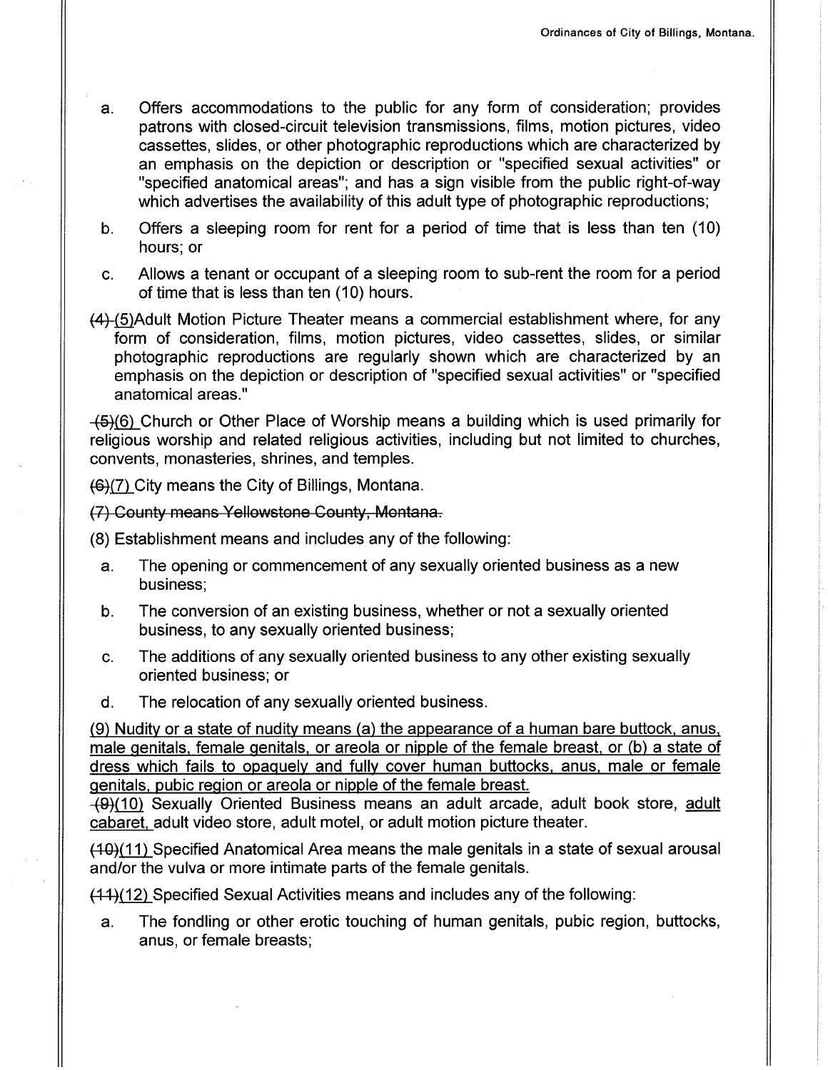a. Offers accommodations to the public for any form of consideration; provides patrons with closed-circuit television transmissions, films, motion pictures, video cassettes, slides, or other photographic reproductions which are characterized by an emphasis on the depiction or description or "specified sexual activities" or "specified anatomical areas"; and has a sign visible from the public right-of-way which advertises the availability of this adult type of photographic reproductions;

b. Offers a sleeping room for rent for a period of time that is less than ten (10) hours; or

c. Allows a tenant or occupant of a sleeping room to sub-rent the room for a period of time that is less than ten (10) hours.

~~(4)~~ (5) Adult Motion Picture Theater means a commercial establishment where, for any form of consideration, films, motion pictures, video cassettes, slides, or similar photographic reproductions are regularly shown which are characterized by an emphasis on the depiction or description of "specified sexual activities" or "specified anatomical areas."

~~(5)~~(6) Church or Other Place of Worship means a building which is used primarily for religious worship and related religious activities, including but not limited to churches, convents, monasteries, shrines, and temples.

~~(6)~~(7) City means the City of Billings, Montana.

~~(7) County means Yellowstone County, Montana.~~

(8) Establishment means and includes any of the following:

a. The opening or commencement of any sexually oriented business as a new business;

b. The conversion of an existing business, whether or not a sexually oriented business, to any sexually oriented business;

c. The additions of any sexually oriented business to any other existing sexually oriented business; or

d. The relocation of any sexually oriented business.

(9) Nudity or a state of nudity means (a) the appearance of a human bare buttock, anus, male genitals, female genitals, or areola or nipple of the female breast, or (b) a state of dress which fails to opaquely and fully cover human buttocks, anus, male or female genitals, pubic region or areola or nipple of the female breast.

~~(9)~~(10) Sexually Oriented Business means an adult arcade, adult book store, adult cabaret, adult video store, adult motel, or adult motion picture theater.

~~(10)~~(11) Specified Anatomical Area means the male genitals in a state of sexual arousal and/or the vulva or more intimate parts of the female genitals.

~~(11)~~(12) Specified Sexual Activities means and includes any of the following:

a. The fondling or other erotic touching of human genitals, pubic region, buttocks, anus, or female breasts;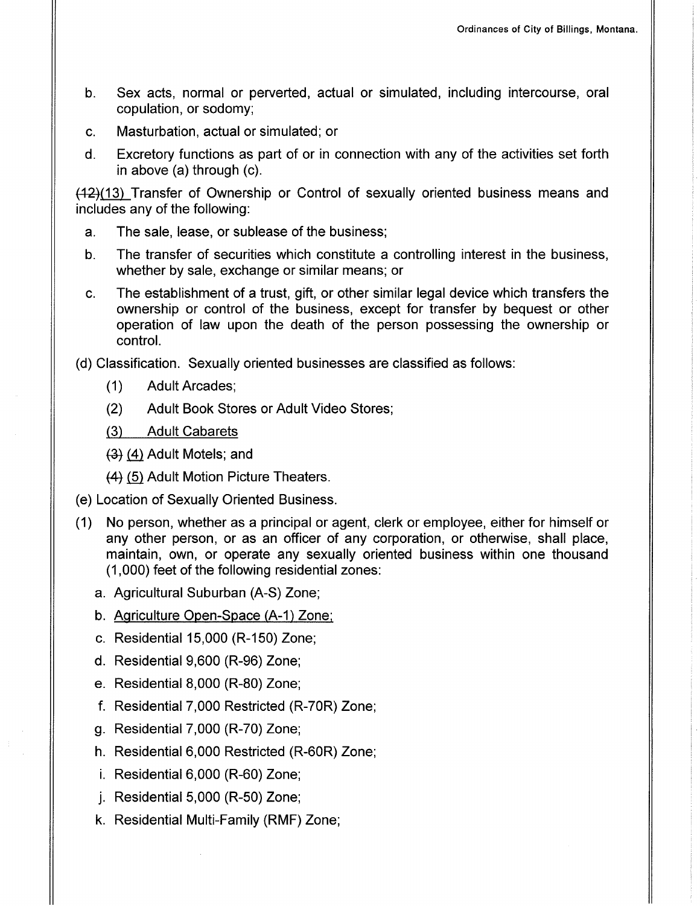b. Sex acts, normal or perverted, actual or simulated, including intercourse, oral copulation, or sodomy;

c. Masturbation, actual or simulated; or

d. Excretory functions as part of or in connection with any of the activities set forth in above (a) through (c).

~~(12)~~(13) Transfer of Ownership or Control of sexually oriented business means and includes any of the following:

a. The sale, lease, or sublease of the business;

b. The transfer of securities which constitute a controlling interest in the business, whether by sale, exchange or similar means; or

c. The establishment of a trust, gift, or other similar legal device which transfers the ownership or control of the business, except for transfer by bequest or other operation of law upon the death of the person possessing the ownership or control.

(d) Classification. Sexually oriented businesses are classified as follows:

(1) Adult Arcades;

(2) Adult Book Stores or Adult Video Stores;

(3) Adult Cabarets

~~(3)~~ (4) Adult Motels; and

~~(4)~~ (5) Adult Motion Picture Theaters.

(e) Location of Sexually Oriented Business.

(1) No person, whether as a principal or agent, clerk or employee, either for himself or any other person, or as an officer of any corporation, or otherwise, shall place, maintain, own, or operate any sexually oriented business within one thousand (1,000) feet of the following residential zones:

a. Agricultural Suburban (A-S) Zone;

b. Agriculture Open-Space (A-1) Zone;

c. Residential 15,000 (R-150) Zone;

d. Residential 9,600 (R-96) Zone;

e. Residential 8,000 (R-80) Zone;

f. Residential 7,000 Restricted (R-70R) Zone;

g. Residential 7,000 (R-70) Zone;

h. Residential 6,000 Restricted (R-60R) Zone;

i. Residential 6,000 (R-60) Zone;

j. Residential 5,000 (R-50) Zone;

k. Residential Multi-Family (RMF) Zone;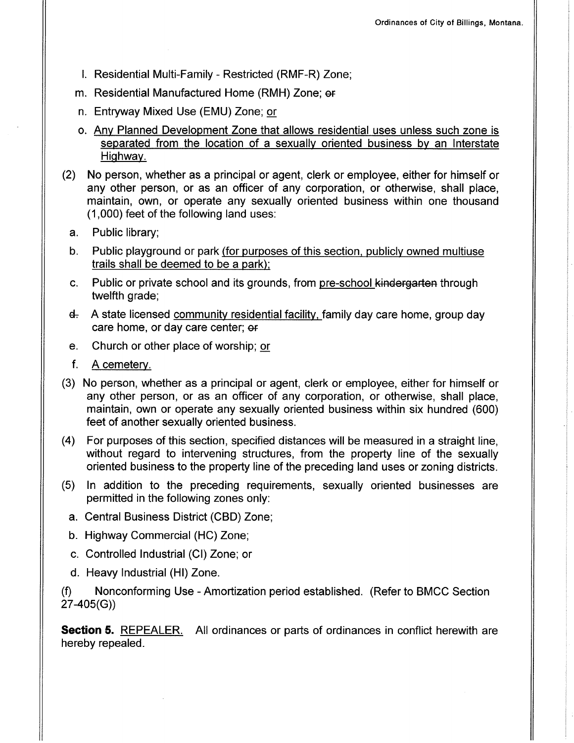l. Residential Multi-Family - Restricted (RMF-R) Zone;

m. Residential Manufactured Home (RMH) Zone; ~~or~~

n. Entryway Mixed Use (EMU) Zone; <u>or</u>

o. <u>Any Planned Development Zone that allows residential uses unless such zone is separated from the location of a sexually oriented business by an Interstate Highway.</u>

(2) No person, whether as a principal or agent, clerk or employee, either for himself or any other person, or as an officer of any corporation, or otherwise, shall place, maintain, own, or operate any sexually oriented business within one thousand (1,000) feet of the following land uses:

a. Public library;

b. Public playground or park <u>(for purposes of this section, publicly owned multiuse trails shall be deemed to be a park)</u>;

c. Public or private school and its grounds, from <u>pre-school</u> ~~kindergarten~~ through twelfth grade;

~~d.~~ A state licensed <u>community residential facility,</u> family day care home, group day care home, or day care center; ~~or~~

e. Church or other place of worship; <u>or</u>

f. <u>A cemetery.</u>

(3) No person, whether as a principal or agent, clerk or employee, either for himself or any other person, or as an officer of any corporation, or otherwise, shall place, maintain, own or operate any sexually oriented business within six hundred (600) feet of another sexually oriented business.

(4) For purposes of this section, specified distances will be measured in a straight line, without regard to intervening structures, from the property line of the sexually oriented business to the property line of the preceding land uses or zoning districts.

(5) In addition to the preceding requirements, sexually oriented businesses are permitted in the following zones only:

a. Central Business District (CBD) Zone;

b. Highway Commercial (HC) Zone;

c. Controlled Industrial (CI) Zone; or

d. Heavy Industrial (HI) Zone.

(f) Nonconforming Use - Amortization period established. (Refer to BMCC Section 27-405(G))

**Section 5.** <u>REPEALER.</u> All ordinances or parts of ordinances in conflict herewith are hereby repealed.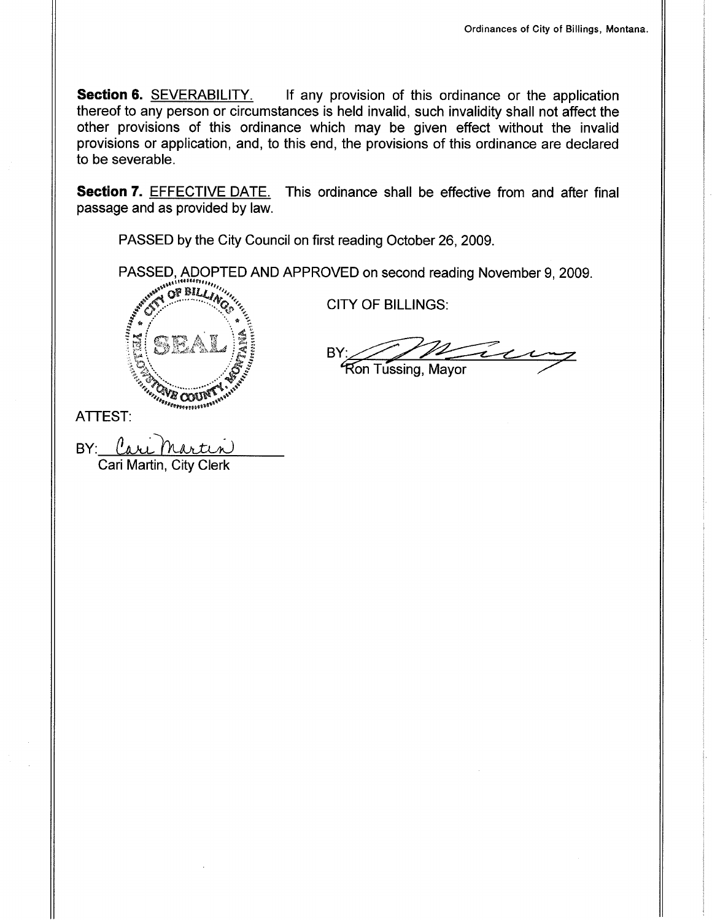**Section 6.** SEVERABILITY. If any provision of this ordinance or the application thereof to any person or circumstances is held invalid, such invalidity shall not affect the other provisions of this ordinance which may be given effect without the invalid provisions or application, and, to this end, the provisions of this ordinance are declared to be severable.

**Section 7.** EFFECTIVE DATE. This ordinance shall be effective from and after final passage and as provided by law.

PASSED by the City Council on first reading October 26, 2009.

PASSED, ADOPTED AND APPROVED on second reading November 9, 2009.

CITY OF BILLINGS:

BY: ______________________
Ron Tussing, Mayor

ATTEST:

BY: ______________________
Cari Martin, City Clerk